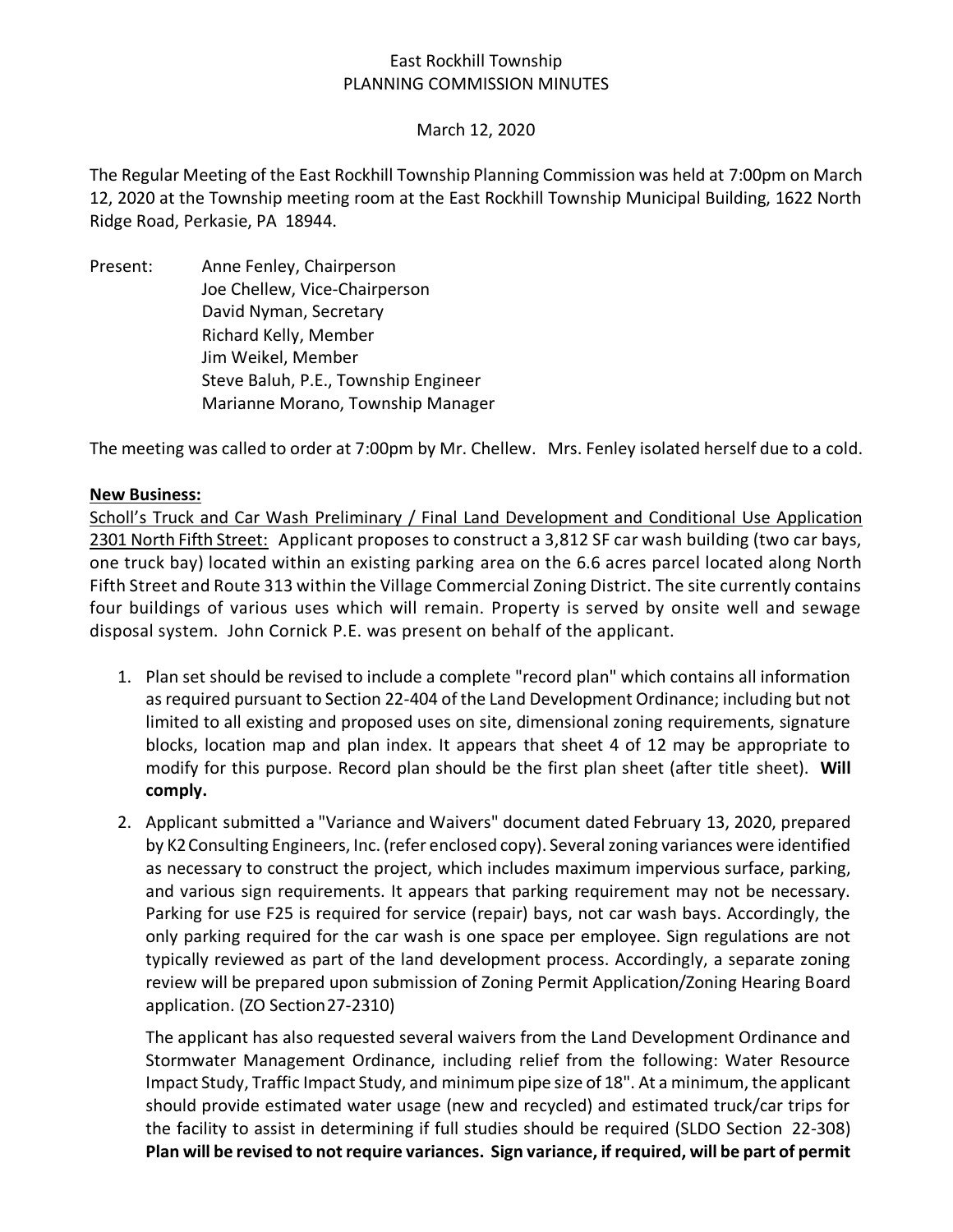East Rockhill Township
PLANNING COMMISSION MINUTES

March 12, 2020

The Regular Meeting of the East Rockhill Township Planning Commission was held at 7:00pm on March 12, 2020 at the Township meeting room at the East Rockhill Township Municipal Building, 1622 North Ridge Road, Perkasie, PA 18944.

Present:
- Anne Fenley, Chairperson
- Joe Chellew, Vice-Chairperson
- David Nyman, Secretary
- Richard Kelly, Member
- Jim Weikel, Member
- Steve Baluh, P.E., Township Engineer
- Marianne Morano, Township Manager

The meeting was called to order at 7:00pm by Mr. Chellew. Mrs. Fenley isolated herself due to a cold.

**New Business:**

Scholl's Truck and Car Wash Preliminary / Final Land Development and Conditional Use Application 2301 North Fifth Street: Applicant proposes to construct a 3,812 SF car wash building (two car bays, one truck bay) located within an existing parking area on the 6.6 acres parcel located along North Fifth Street and Route 313 within the Village Commercial Zoning District. The site currently contains four buildings of various uses which will remain. Property is served by onsite well and sewage disposal system. John Cornick P.E. was present on behalf of the applicant.

1. Plan set should be revised to include a complete "record plan" which contains all information as required pursuant to Section 22-404 of the Land Development Ordinance; including but not limited to all existing and proposed uses on site, dimensional zoning requirements, signature blocks, location map and plan index. It appears that sheet 4 of 12 may be appropriate to modify for this purpose. Record plan should be the first plan sheet (after title sheet). **Will comply.**

2. Applicant submitted a "Variance and Waivers" document dated February 13, 2020, prepared by K2 Consulting Engineers, Inc. (refer enclosed copy). Several zoning variances were identified as necessary to construct the project, which includes maximum impervious surface, parking, and various sign requirements. It appears that parking requirement may not be necessary. Parking for use F25 is required for service (repair) bays, not car wash bays. Accordingly, the only parking required for the car wash is one space per employee. Sign regulations are not typically reviewed as part of the land development process. Accordingly, a separate zoning review will be prepared upon submission of Zoning Permit Application/Zoning Hearing Board application. (ZO Section27-2310)

   The applicant has also requested several waivers from the Land Development Ordinance and Stormwater Management Ordinance, including relief from the following: Water Resource Impact Study, Traffic Impact Study, and minimum pipe size of 18". At a minimum, the applicant should provide estimated water usage (new and recycled) and estimated truck/car trips for the facility to assist in determining if full studies should be required (SLDO Section 22-308) **Plan will be revised to not require variances. Sign variance, if required, will be part of permit**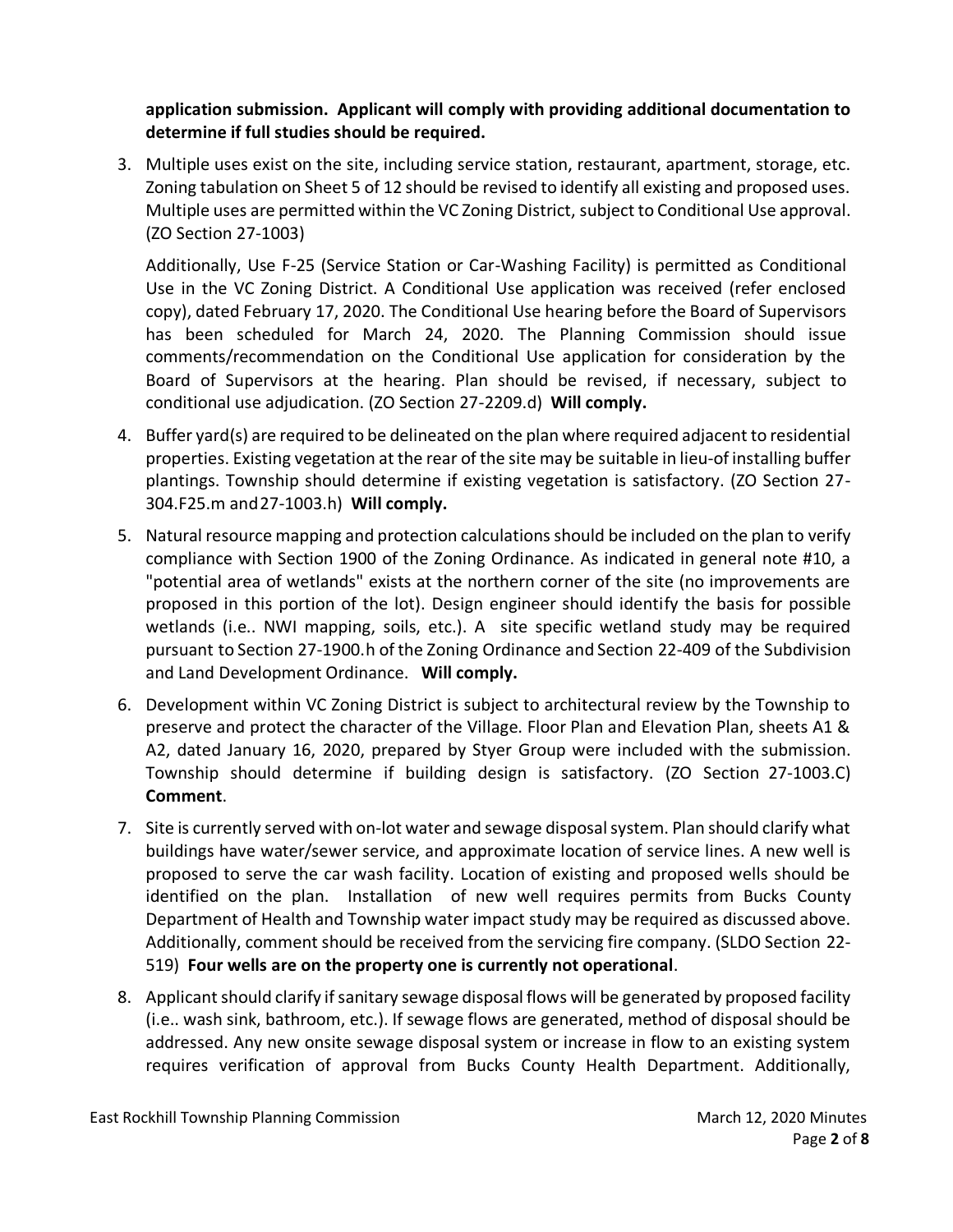**application submission. Applicant will comply with providing additional documentation to determine if full studies should be required.**

3. Multiple uses exist on the site, including service station, restaurant, apartment, storage, etc. Zoning tabulation on Sheet 5 of 12 should be revised to identify all existing and proposed uses. Multiple uses are permitted within the VC Zoning District, subject to Conditional Use approval. (ZO Section 27-1003)

   Additionally, Use F-25 (Service Station or Car-Washing Facility) is permitted as Conditional Use in the VC Zoning District. A Conditional Use application was received (refer enclosed copy), dated February 17, 2020. The Conditional Use hearing before the Board of Supervisors has been scheduled for March 24, 2020. The Planning Commission should issue comments/recommendation on the Conditional Use application for consideration by the Board of Supervisors at the hearing. Plan should be revised, if necessary, subject to conditional use adjudication. (ZO Section 27-2209.d) **Will comply.**

4. Buffer yard(s) are required to be delineated on the plan where required adjacent to residential properties. Existing vegetation at the rear of the site may be suitable in lieu-of installing buffer plantings. Township should determine if existing vegetation is satisfactory. (ZO Section 27-304.F25.m and 27-1003.h) **Will comply.**

5. Natural resource mapping and protection calculations should be included on the plan to verify compliance with Section 1900 of the Zoning Ordinance. As indicated in general note #10, a "potential area of wetlands" exists at the northern corner of the site (no improvements are proposed in this portion of the lot). Design engineer should identify the basis for possible wetlands (i.e.. NWI mapping, soils, etc.). A site specific wetland study may be required pursuant to Section 27-1900.h of the Zoning Ordinance and Section 22-409 of the Subdivision and Land Development Ordinance. **Will comply.**

6. Development within VC Zoning District is subject to architectural review by the Township to preserve and protect the character of the Village. Floor Plan and Elevation Plan, sheets A1 & A2, dated January 16, 2020, prepared by Styer Group were included with the submission. Township should determine if building design is satisfactory. (ZO Section 27-1003.C) **Comment**.

7. Site is currently served with on-lot water and sewage disposal system. Plan should clarify what buildings have water/sewer service, and approximate location of service lines. A new well is proposed to serve the car wash facility. Location of existing and proposed wells should be identified on the plan. Installation of new well requires permits from Bucks County Department of Health and Township water impact study may be required as discussed above. Additionally, comment should be received from the servicing fire company. (SLDO Section 22-519) **Four wells are on the property one is currently not operational**.

8. Applicant should clarify if sanitary sewage disposal flows will be generated by proposed facility (i.e.. wash sink, bathroom, etc.). If sewage flows are generated, method of disposal should be addressed. Any new onsite sewage disposal system or increase in flow to an existing system requires verification of approval from Bucks County Health Department. Additionally,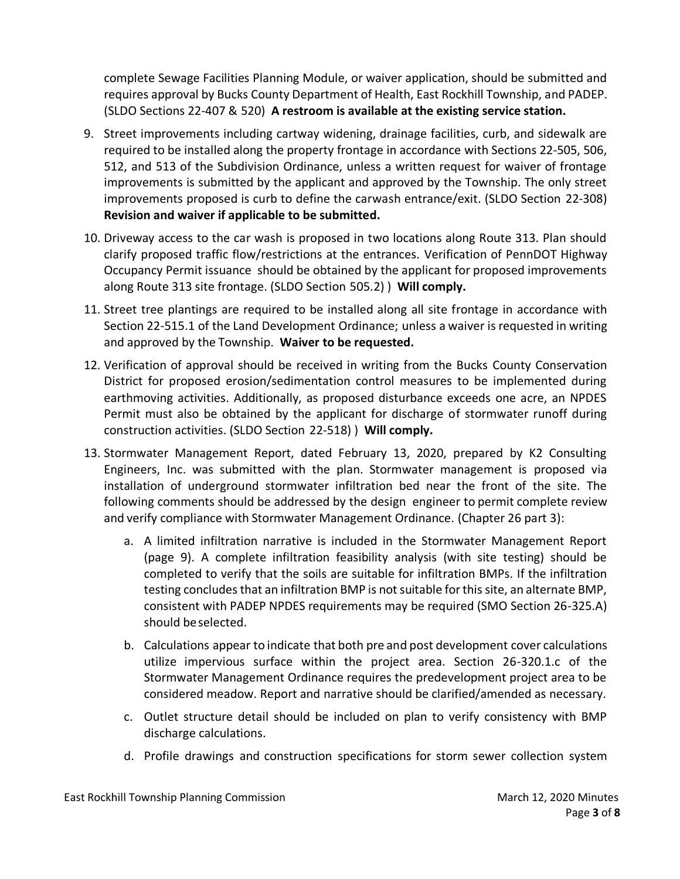complete Sewage Facilities Planning Module, or waiver application, should be submitted and requires approval by Bucks County Department of Health, East Rockhill Township, and PADEP. (SLDO Sections 22-407 & 520) **A restroom is available at the existing service station.**

9. Street improvements including cartway widening, drainage facilities, curb, and sidewalk are required to be installed along the property frontage in accordance with Sections 22-505, 506, 512, and 513 of the Subdivision Ordinance, unless a written request for waiver of frontage improvements is submitted by the applicant and approved by the Township. The only street improvements proposed is curb to define the carwash entrance/exit. (SLDO Section 22-308) **Revision and waiver if applicable to be submitted.**

10. Driveway access to the car wash is proposed in two locations along Route 313. Plan should clarify proposed traffic flow/restrictions at the entrances. Verification of PennDOT Highway Occupancy Permit issuance should be obtained by the applicant for proposed improvements along Route 313 site frontage. (SLDO Section 505.2) ) **Will comply.**

11. Street tree plantings are required to be installed along all site frontage in accordance with Section 22-515.1 of the Land Development Ordinance; unless a waiver is requested in writing and approved by the Township. **Waiver to be requested.**

12. Verification of approval should be received in writing from the Bucks County Conservation District for proposed erosion/sedimentation control measures to be implemented during earthmoving activities. Additionally, as proposed disturbance exceeds one acre, an NPDES Permit must also be obtained by the applicant for discharge of stormwater runoff during construction activities. (SLDO Section 22-518) ) **Will comply.**

13. Stormwater Management Report, dated February 13, 2020, prepared by K2 Consulting Engineers, Inc. was submitted with the plan. Stormwater management is proposed via installation of underground stormwater infiltration bed near the front of the site. The following comments should be addressed by the design engineer to permit complete review and verify compliance with Stormwater Management Ordinance. (Chapter 26 part 3):

    a. A limited infiltration narrative is included in the Stormwater Management Report (page 9). A complete infiltration feasibility analysis (with site testing) should be completed to verify that the soils are suitable for infiltration BMPs. If the infiltration testing concludes that an infiltration BMP is not suitable for this site, an alternate BMP, consistent with PADEP NPDES requirements may be required (SMO Section 26-325.A) should be selected.

    b. Calculations appear to indicate that both pre and post development cover calculations utilize impervious surface within the project area. Section 26-320.1.c of the Stormwater Management Ordinance requires the predevelopment project area to be considered meadow. Report and narrative should be clarified/amended as necessary.

    c. Outlet structure detail should be included on plan to verify consistency with BMP discharge calculations.

    d. Profile drawings and construction specifications for storm sewer collection system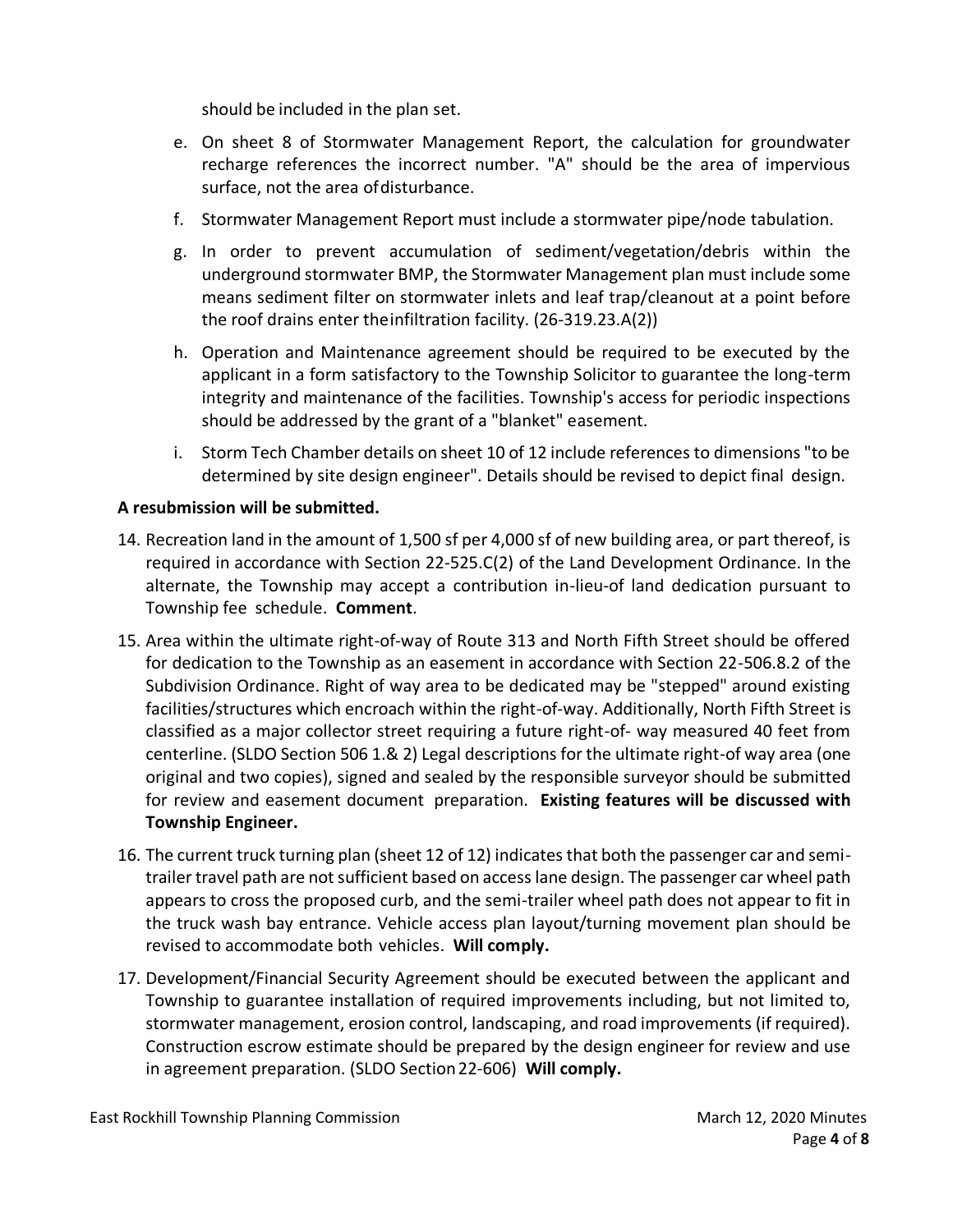should be included in the plan set.

e. On sheet 8 of Stormwater Management Report, the calculation for groundwater recharge references the incorrect number. "A" should be the area of impervious surface, not the area of disturbance.

f. Stormwater Management Report must include a stormwater pipe/node tabulation.

g. In order to prevent accumulation of sediment/vegetation/debris within the underground stormwater BMP, the Stormwater Management plan must include some means sediment filter on stormwater inlets and leaf trap/cleanout at a point before the roof drains enter the infiltration facility. (26-319.23.A(2))

h. Operation and Maintenance agreement should be required to be executed by the applicant in a form satisfactory to the Township Solicitor to guarantee the long-term integrity and maintenance of the facilities. Township's access for periodic inspections should be addressed by the grant of a "blanket" easement.

i. Storm Tech Chamber details on sheet 10 of 12 include references to dimensions "to be determined by site design engineer". Details should be revised to depict final design.

**A resubmission will be submitted.**

14. Recreation land in the amount of 1,500 sf per 4,000 sf of new building area, or part thereof, is required in accordance with Section 22-525.C(2) of the Land Development Ordinance. In the alternate, the Township may accept a contribution in-lieu-of land dedication pursuant to Township fee schedule. **Comment**.

15. Area within the ultimate right-of-way of Route 313 and North Fifth Street should be offered for dedication to the Township as an easement in accordance with Section 22-506.8.2 of the Subdivision Ordinance. Right of way area to be dedicated may be "stepped" around existing facilities/structures which encroach within the right-of-way. Additionally, North Fifth Street is classified as a major collector street requiring a future right-of- way measured 40 feet from centerline. (SLDO Section 506 1.& 2) Legal descriptions for the ultimate right-of way area (one original and two copies), signed and sealed by the responsible surveyor should be submitted for review and easement document preparation. **Existing features will be discussed with Township Engineer.**

16. The current truck turning plan (sheet 12 of 12) indicates that both the passenger car and semi-trailer travel path are not sufficient based on access lane design. The passenger car wheel path appears to cross the proposed curb, and the semi-trailer wheel path does not appear to fit in the truck wash bay entrance. Vehicle access plan layout/turning movement plan should be revised to accommodate both vehicles. **Will comply.**

17. Development/Financial Security Agreement should be executed between the applicant and Township to guarantee installation of required improvements including, but not limited to, stormwater management, erosion control, landscaping, and road improvements (if required). Construction escrow estimate should be prepared by the design engineer for review and use in agreement preparation. (SLDO Section 22-606) **Will comply.**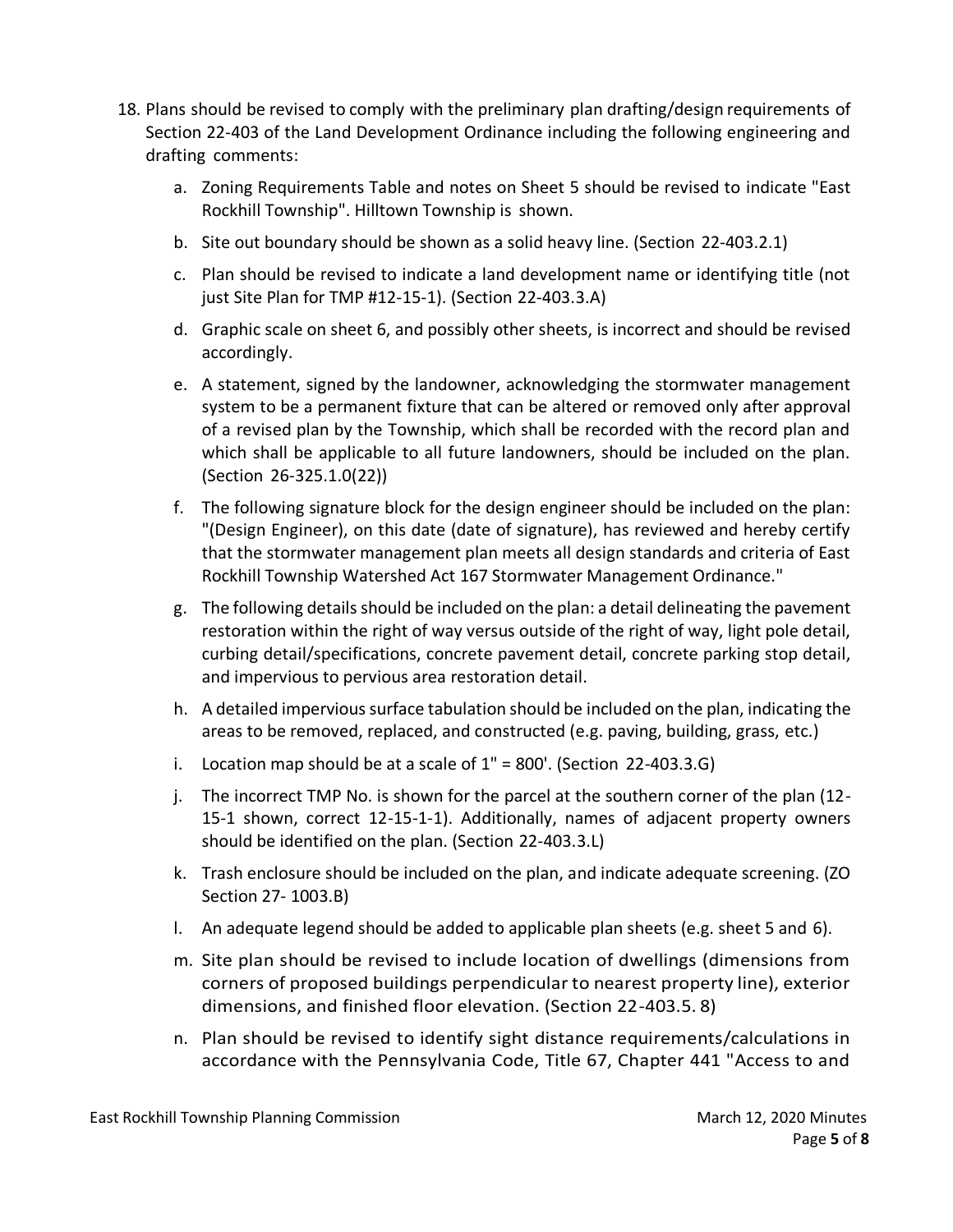18. Plans should be revised to comply with the preliminary plan drafting/design requirements of Section 22-403 of the Land Development Ordinance including the following engineering and drafting comments:

    a. Zoning Requirements Table and notes on Sheet 5 should be revised to indicate "East Rockhill Township". Hilltown Township is shown.

    b. Site out boundary should be shown as a solid heavy line. (Section 22-403.2.1)

    c. Plan should be revised to indicate a land development name or identifying title (not just Site Plan for TMP #12-15-1). (Section 22-403.3.A)

    d. Graphic scale on sheet 6, and possibly other sheets, is incorrect and should be revised accordingly.

    e. A statement, signed by the landowner, acknowledging the stormwater management system to be a permanent fixture that can be altered or removed only after approval of a revised plan by the Township, which shall be recorded with the record plan and which shall be applicable to all future landowners, should be included on the plan. (Section 26-325.1.0(22))

    f. The following signature block for the design engineer should be included on the plan: "(Design Engineer), on this date (date of signature), has reviewed and hereby certify that the stormwater management plan meets all design standards and criteria of East Rockhill Township Watershed Act 167 Stormwater Management Ordinance."

    g. The following details should be included on the plan: a detail delineating the pavement restoration within the right of way versus outside of the right of way, light pole detail, curbing detail/specifications, concrete pavement detail, concrete parking stop detail, and impervious to pervious area restoration detail.

    h. A detailed impervious surface tabulation should be included on the plan, indicating the areas to be removed, replaced, and constructed (e.g. paving, building, grass, etc.)

    i. Location map should be at a scale of 1" = 800'. (Section 22-403.3.G)

    j. The incorrect TMP No. is shown for the parcel at the southern corner of the plan (12-15-1 shown, correct 12-15-1-1). Additionally, names of adjacent property owners should be identified on the plan. (Section 22-403.3.L)

    k. Trash enclosure should be included on the plan, and indicate adequate screening. (ZO Section 27- 1003.B)

    l. An adequate legend should be added to applicable plan sheets (e.g. sheet 5 and 6).

    m. Site plan should be revised to include location of dwellings (dimensions from corners of proposed buildings perpendicular to nearest property line), exterior dimensions, and finished floor elevation. (Section 22-403.5. 8)

    n. Plan should be revised to identify sight distance requirements/calculations in accordance with the Pennsylvania Code, Title 67, Chapter 441 "Access to and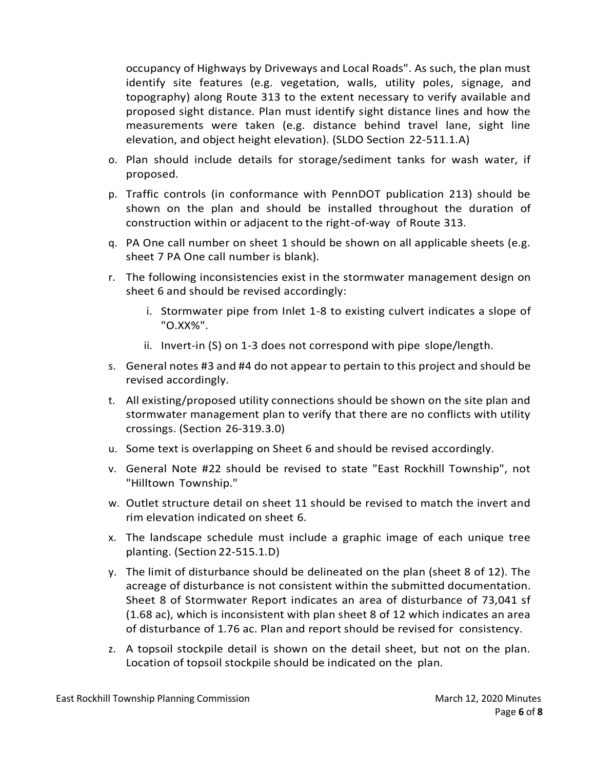occupancy of Highways by Driveways and Local Roads". As such, the plan must identify site features (e.g. vegetation, walls, utility poles, signage, and topography) along Route 313 to the extent necessary to verify available and proposed sight distance. Plan must identify sight distance lines and how the measurements were taken (e.g. distance behind travel lane, sight line elevation, and object height elevation). (SLDO Section 22-511.1.A)

o. Plan should include details for storage/sediment tanks for wash water, if proposed.

p. Traffic controls (in conformance with PennDOT publication 213) should be shown on the plan and should be installed throughout the duration of construction within or adjacent to the right-of-way of Route 313.

q. PA One call number on sheet 1 should be shown on all applicable sheets (e.g. sheet 7 PA One call number is blank).

r. The following inconsistencies exist in the stormwater management design on sheet 6 and should be revised accordingly:

   i. Stormwater pipe from Inlet 1-8 to existing culvert indicates a slope of "O.XX%".

   ii. Invert-in (S) on 1-3 does not correspond with pipe slope/length.

s. General notes #3 and #4 do not appear to pertain to this project and should be revised accordingly.

t. All existing/proposed utility connections should be shown on the site plan and stormwater management plan to verify that there are no conflicts with utility crossings. (Section 26-319.3.0)

u. Some text is overlapping on Sheet 6 and should be revised accordingly.

v. General Note #22 should be revised to state "East Rockhill Township", not "Hilltown Township."

w. Outlet structure detail on sheet 11 should be revised to match the invert and rim elevation indicated on sheet 6.

x. The landscape schedule must include a graphic image of each unique tree planting. (Section 22-515.1.D)

y. The limit of disturbance should be delineated on the plan (sheet 8 of 12). The acreage of disturbance is not consistent within the submitted documentation. Sheet 8 of Stormwater Report indicates an area of disturbance of 73,041 sf (1.68 ac), which is inconsistent with plan sheet 8 of 12 which indicates an area of disturbance of 1.76 ac. Plan and report should be revised for consistency.

z. A topsoil stockpile detail is shown on the detail sheet, but not on the plan. Location of topsoil stockpile should be indicated on the plan.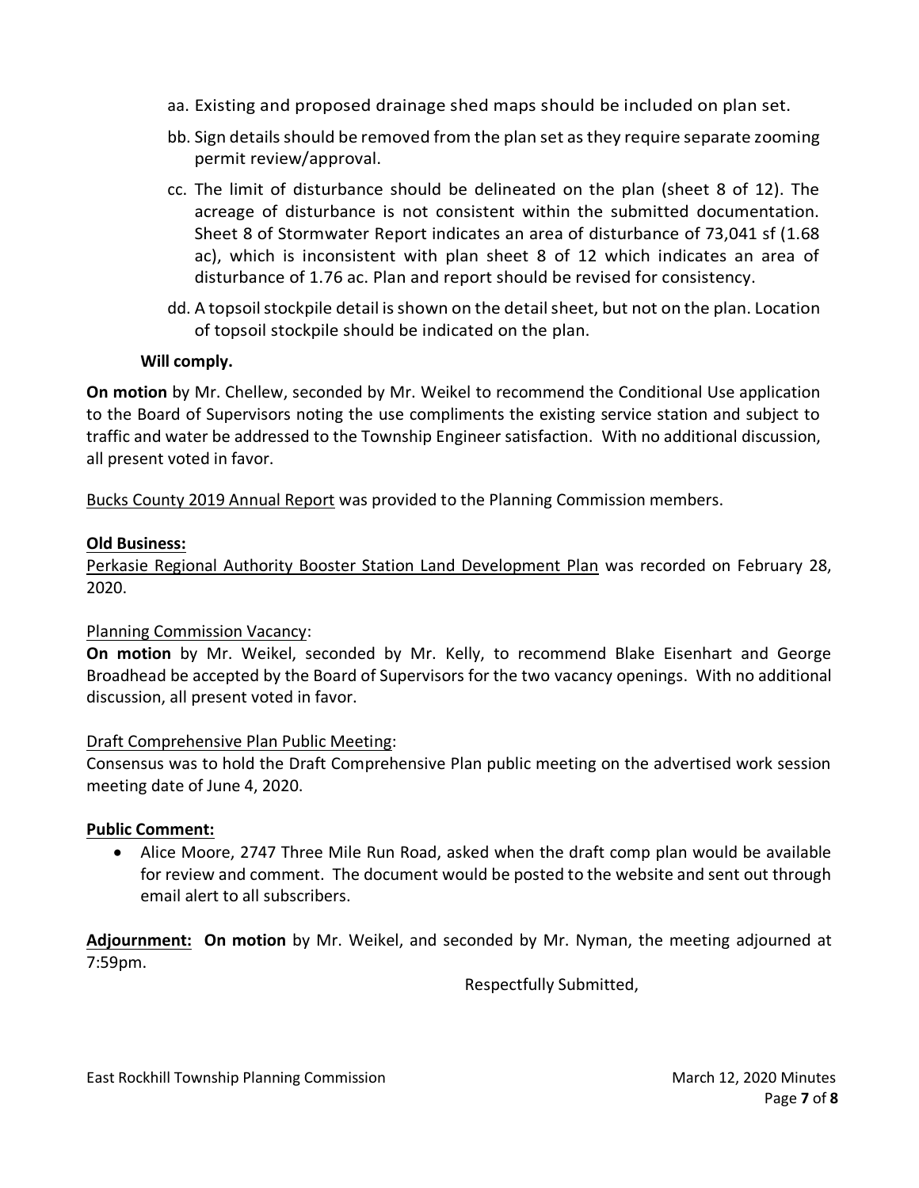aa. Existing and proposed drainage shed maps should be included on plan set.

bb. Sign details should be removed from the plan set as they require separate zooming permit review/approval.

cc. The limit of disturbance should be delineated on the plan (sheet 8 of 12). The acreage of disturbance is not consistent within the submitted documentation. Sheet 8 of Stormwater Report indicates an area of disturbance of 73,041 sf (1.68 ac), which is inconsistent with plan sheet 8 of 12 which indicates an area of disturbance of 1.76 ac. Plan and report should be revised for consistency.

dd. A topsoil stockpile detail is shown on the detail sheet, but not on the plan. Location of topsoil stockpile should be indicated on the plan.

**Will comply.**

**On motion** by Mr. Chellew, seconded by Mr. Weikel to recommend the Conditional Use application to the Board of Supervisors noting the use compliments the existing service station and subject to traffic and water be addressed to the Township Engineer satisfaction. With no additional discussion, all present voted in favor.

Bucks County 2019 Annual Report was provided to the Planning Commission members.

**Old Business:**

Perkasie Regional Authority Booster Station Land Development Plan was recorded on February 28, 2020.

Planning Commission Vacancy:

**On motion** by Mr. Weikel, seconded by Mr. Kelly, to recommend Blake Eisenhart and George Broadhead be accepted by the Board of Supervisors for the two vacancy openings. With no additional discussion, all present voted in favor.

Draft Comprehensive Plan Public Meeting:

Consensus was to hold the Draft Comprehensive Plan public meeting on the advertised work session meeting date of June 4, 2020.

**Public Comment:**

- Alice Moore, 2747 Three Mile Run Road, asked when the draft comp plan would be available for review and comment. The document would be posted to the website and sent out through email alert to all subscribers.

**Adjournment:** **On motion** by Mr. Weikel, and seconded by Mr. Nyman, the meeting adjourned at 7:59pm.

Respectfully Submitted,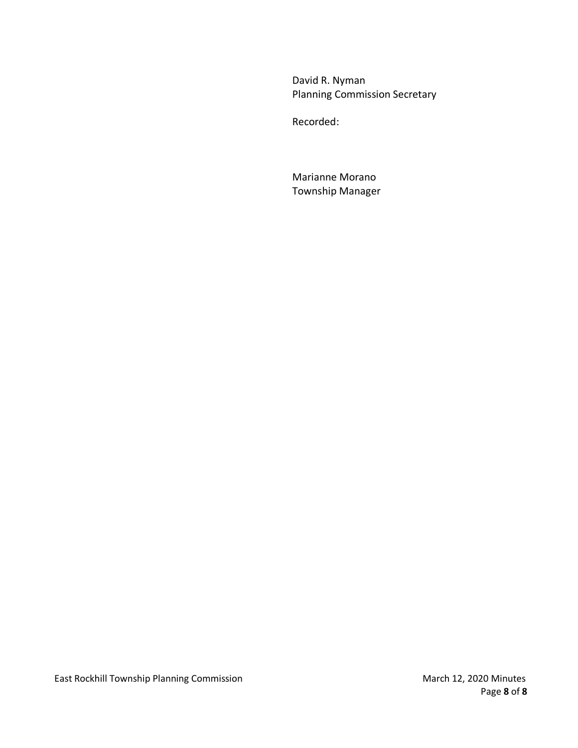David R. Nyman
Planning Commission Secretary

Recorded:

Marianne Morano
Township Manager